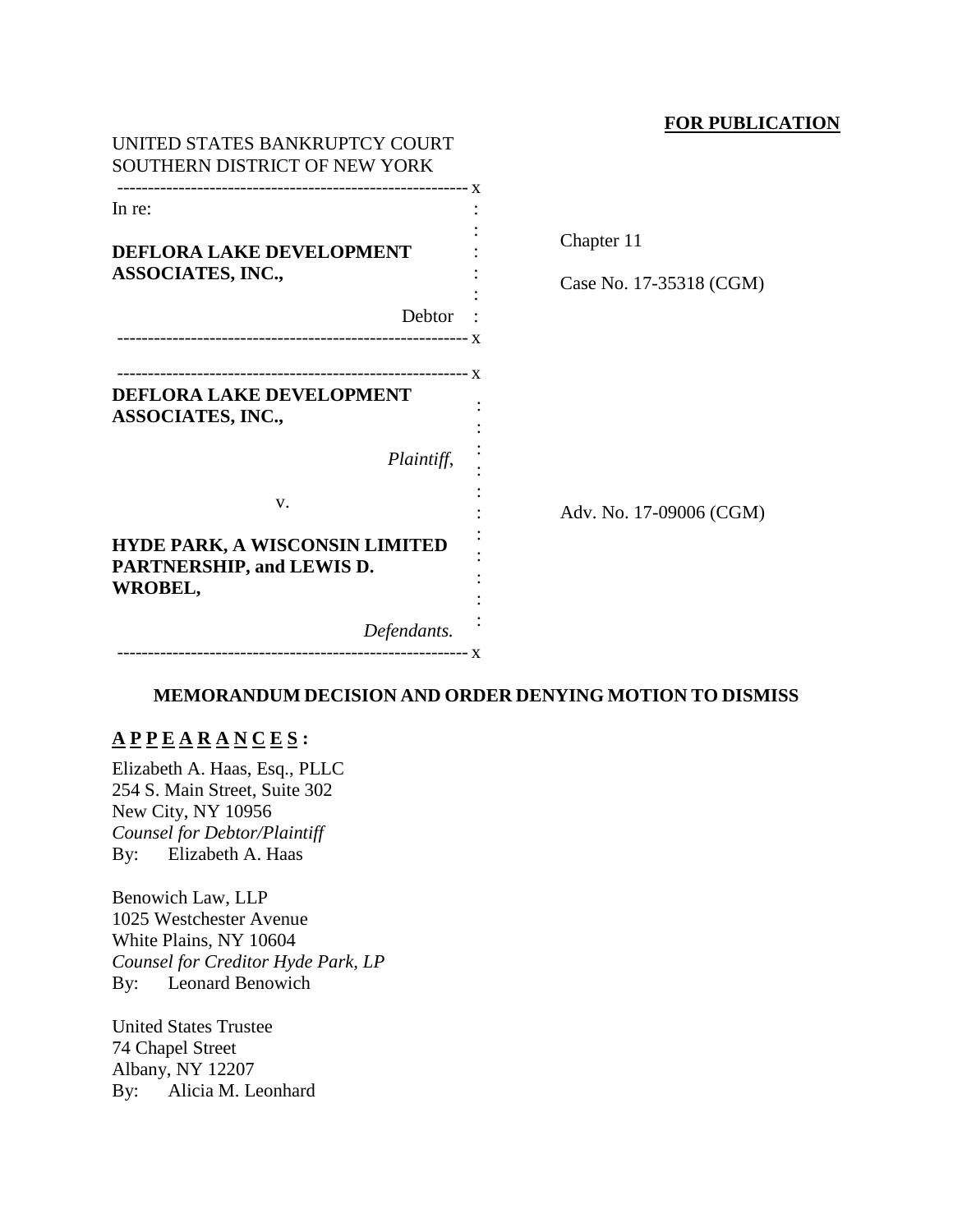**FOR PUBLICATION**

UNITED STATES BANKRUPTCY COURT
SOUTHERN DISTRICT OF NEW YORK

| | |
|---|---|
| In re:<br><br>**DEFLORA LAKE DEVELOPMENT ASSOCIATES, INC.,**<br><br>Debtor | Chapter 11<br><br>Case No. 17-35318 (CGM) |
| **DEFLORA LAKE DEVELOPMENT ASSOCIATES, INC.,**<br><br>*Plaintiff*,<br><br>v.<br><br>**HYDE PARK, A WISCONSIN LIMITED PARTNERSHIP, and LEWIS D. WROBEL,**<br><br>*Defendants.* | Adv. No. 17-09006 (CGM) |

## MEMORANDUM DECISION AND ORDER DENYING MOTION TO DISMISS

**A P P E A R A N C E S :**

Elizabeth A. Haas, Esq., PLLC
254 S. Main Street, Suite 302
New City, NY 10956
*Counsel for Debtor/Plaintiff*
By: Elizabeth A. Haas

Benowich Law, LLP
1025 Westchester Avenue
White Plains, NY 10604
*Counsel for Creditor Hyde Park, LP*
By: Leonard Benowich

United States Trustee
74 Chapel Street
Albany, NY 12207
By: Alicia M. Leonhard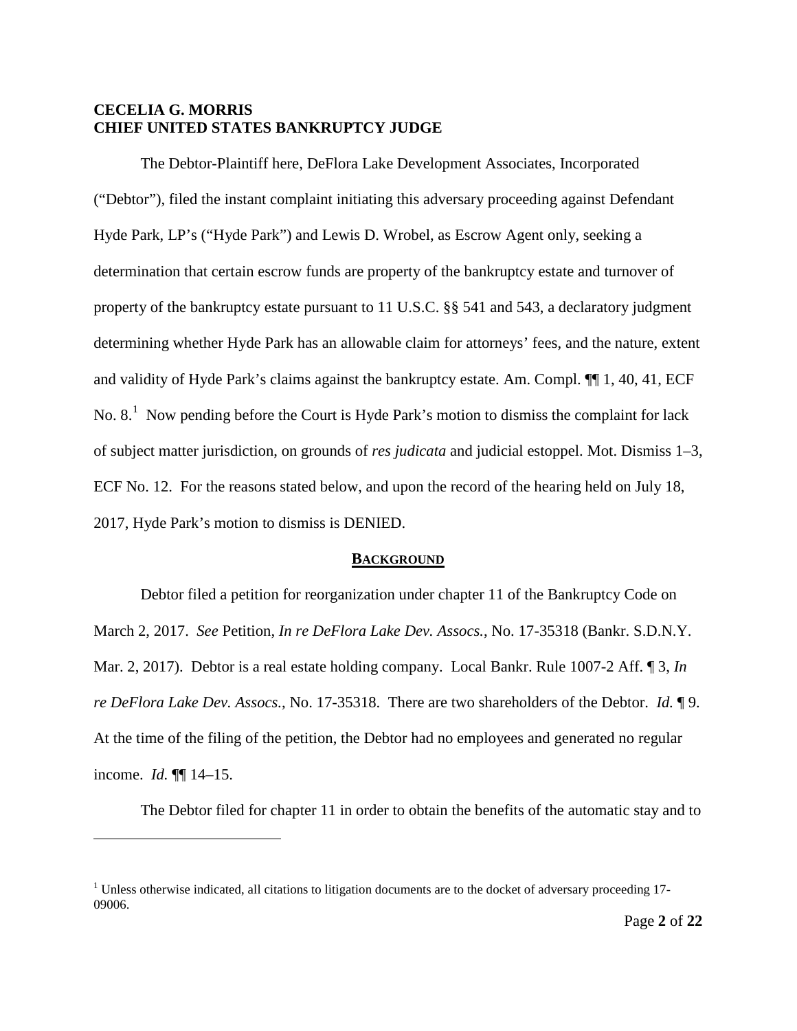**CECELIA G. MORRIS**
**CHIEF UNITED STATES BANKRUPTCY JUDGE**

The Debtor-Plaintiff here, DeFlora Lake Development Associates, Incorporated ("Debtor"), filed the instant complaint initiating this adversary proceeding against Defendant Hyde Park, LP's ("Hyde Park") and Lewis D. Wrobel, as Escrow Agent only, seeking a determination that certain escrow funds are property of the bankruptcy estate and turnover of property of the bankruptcy estate pursuant to 11 U.S.C. §§ 541 and 543, a declaratory judgment determining whether Hyde Park has an allowable claim for attorneys' fees, and the nature, extent and validity of Hyde Park's claims against the bankruptcy estate. Am. Compl. ¶¶ 1, 40, 41, ECF No. 8.[1] Now pending before the Court is Hyde Park's motion to dismiss the complaint for lack of subject matter jurisdiction, on grounds of *res judicata* and judicial estoppel. Mot. Dismiss 1–3, ECF No. 12. For the reasons stated below, and upon the record of the hearing held on July 18, 2017, Hyde Park's motion to dismiss is DENIED.

## BACKGROUND

Debtor filed a petition for reorganization under chapter 11 of the Bankruptcy Code on March 2, 2017. *See* Petition, *In re DeFlora Lake Dev. Assocs.*, No. 17-35318 (Bankr. S.D.N.Y. Mar. 2, 2017). Debtor is a real estate holding company. Local Bankr. Rule 1007-2 Aff. ¶ 3, *In re DeFlora Lake Dev. Assocs.*, No. 17-35318. There are two shareholders of the Debtor. *Id.* ¶ 9. At the time of the filing of the petition, the Debtor had no employees and generated no regular income. *Id.* ¶¶ 14–15.

The Debtor filed for chapter 11 in order to obtain the benefits of the automatic stay and to

[1] Unless otherwise indicated, all citations to litigation documents are to the docket of adversary proceeding 17-09006.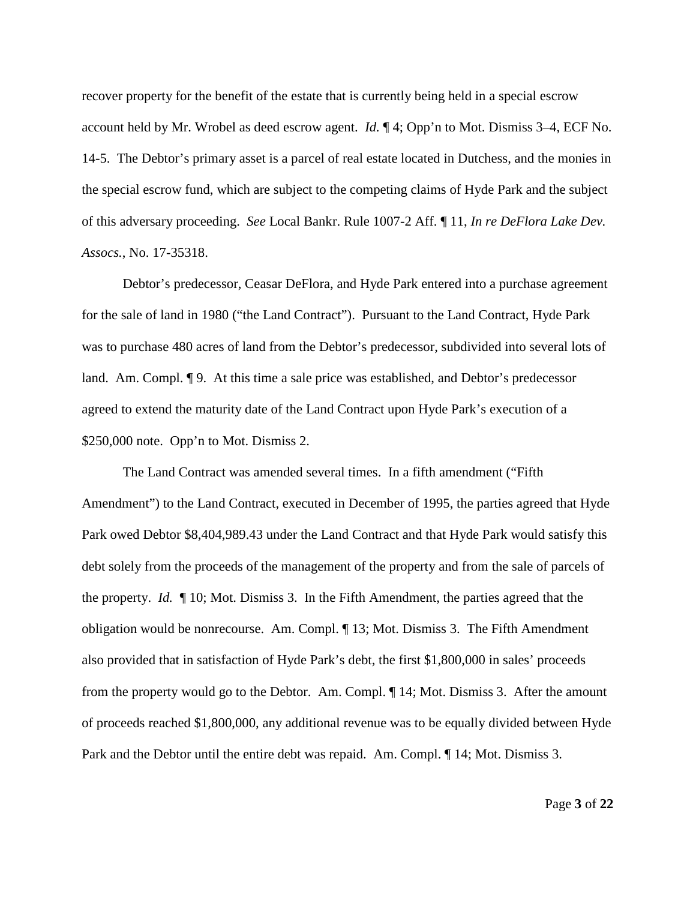recover property for the benefit of the estate that is currently being held in a special escrow account held by Mr. Wrobel as deed escrow agent. *Id.* ¶ 4; Opp'n to Mot. Dismiss 3–4, ECF No. 14-5. The Debtor's primary asset is a parcel of real estate located in Dutchess, and the monies in the special escrow fund, which are subject to the competing claims of Hyde Park and the subject of this adversary proceeding. *See* Local Bankr. Rule 1007-2 Aff. ¶ 11, *In re DeFlora Lake Dev. Assocs.*, No. 17-35318.

Debtor's predecessor, Ceasar DeFlora, and Hyde Park entered into a purchase agreement for the sale of land in 1980 ("the Land Contract"). Pursuant to the Land Contract, Hyde Park was to purchase 480 acres of land from the Debtor's predecessor, subdivided into several lots of land. Am. Compl. ¶ 9. At this time a sale price was established, and Debtor's predecessor agreed to extend the maturity date of the Land Contract upon Hyde Park's execution of a $250,000 note. Opp'n to Mot. Dismiss 2.

The Land Contract was amended several times. In a fifth amendment ("Fifth Amendment") to the Land Contract, executed in December of 1995, the parties agreed that Hyde Park owed Debtor $8,404,989.43 under the Land Contract and that Hyde Park would satisfy this debt solely from the proceeds of the management of the property and from the sale of parcels of the property. *Id.* ¶ 10; Mot. Dismiss 3. In the Fifth Amendment, the parties agreed that the obligation would be nonrecourse. Am. Compl. ¶ 13; Mot. Dismiss 3. The Fifth Amendment also provided that in satisfaction of Hyde Park's debt, the first $1,800,000 in sales' proceeds from the property would go to the Debtor. Am. Compl. ¶ 14; Mot. Dismiss 3. After the amount of proceeds reached $1,800,000, any additional revenue was to be equally divided between Hyde Park and the Debtor until the entire debt was repaid. Am. Compl. ¶ 14; Mot. Dismiss 3.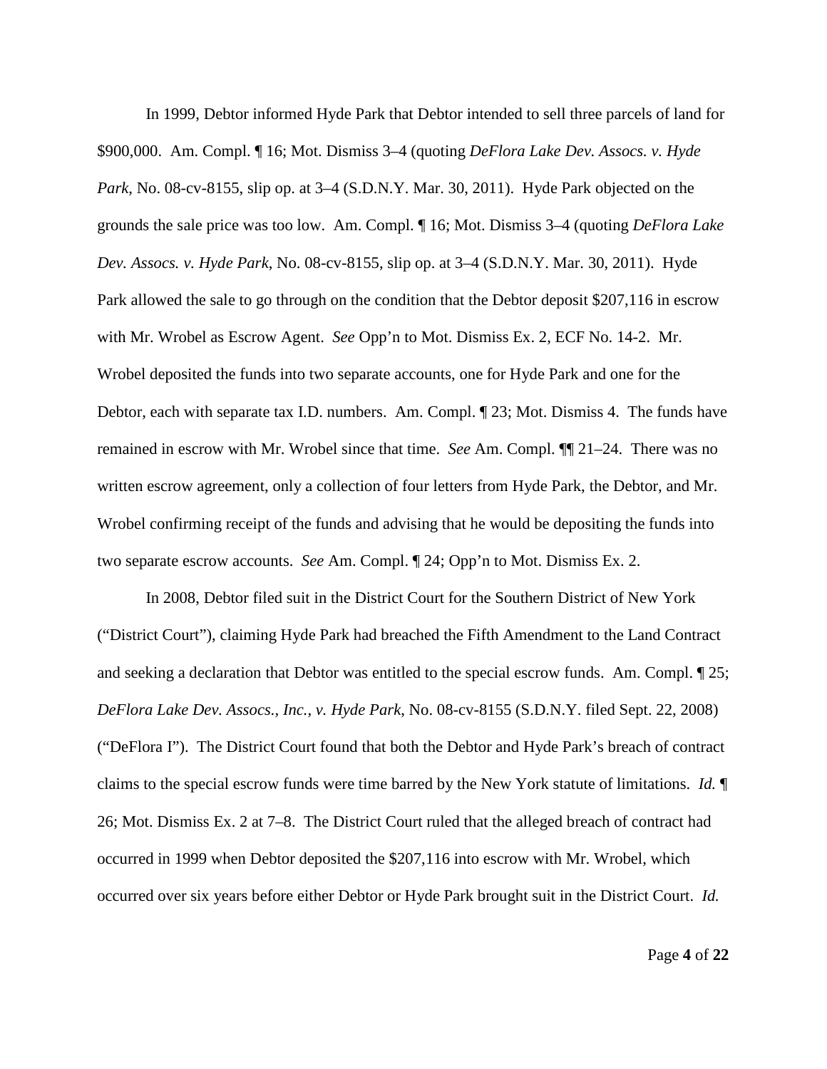In 1999, Debtor informed Hyde Park that Debtor intended to sell three parcels of land for \$900,000. Am. Compl. ¶ 16; Mot. Dismiss 3–4 (quoting *DeFlora Lake Dev. Assocs. v. Hyde Park*, No. 08-cv-8155, slip op. at 3–4 (S.D.N.Y. Mar. 30, 2011). Hyde Park objected on the grounds the sale price was too low. Am. Compl. ¶ 16; Mot. Dismiss 3–4 (quoting *DeFlora Lake Dev. Assocs. v. Hyde Park*, No. 08-cv-8155, slip op. at 3–4 (S.D.N.Y. Mar. 30, 2011). Hyde Park allowed the sale to go through on the condition that the Debtor deposit \$207,116 in escrow with Mr. Wrobel as Escrow Agent. *See* Opp'n to Mot. Dismiss Ex. 2, ECF No. 14-2. Mr. Wrobel deposited the funds into two separate accounts, one for Hyde Park and one for the Debtor, each with separate tax I.D. numbers. Am. Compl. ¶ 23; Mot. Dismiss 4. The funds have remained in escrow with Mr. Wrobel since that time. *See* Am. Compl. ¶¶ 21–24. There was no written escrow agreement, only a collection of four letters from Hyde Park, the Debtor, and Mr. Wrobel confirming receipt of the funds and advising that he would be depositing the funds into two separate escrow accounts. *See* Am. Compl. ¶ 24; Opp'n to Mot. Dismiss Ex. 2.

In 2008, Debtor filed suit in the District Court for the Southern District of New York ("District Court"), claiming Hyde Park had breached the Fifth Amendment to the Land Contract and seeking a declaration that Debtor was entitled to the special escrow funds. Am. Compl. ¶ 25; *DeFlora Lake Dev. Assocs., Inc., v. Hyde Park*, No. 08-cv-8155 (S.D.N.Y. filed Sept. 22, 2008) ("DeFlora I"). The District Court found that both the Debtor and Hyde Park's breach of contract claims to the special escrow funds were time barred by the New York statute of limitations. *Id.* ¶ 26; Mot. Dismiss Ex. 2 at 7–8. The District Court ruled that the alleged breach of contract had occurred in 1999 when Debtor deposited the \$207,116 into escrow with Mr. Wrobel, which occurred over six years before either Debtor or Hyde Park brought suit in the District Court. *Id.*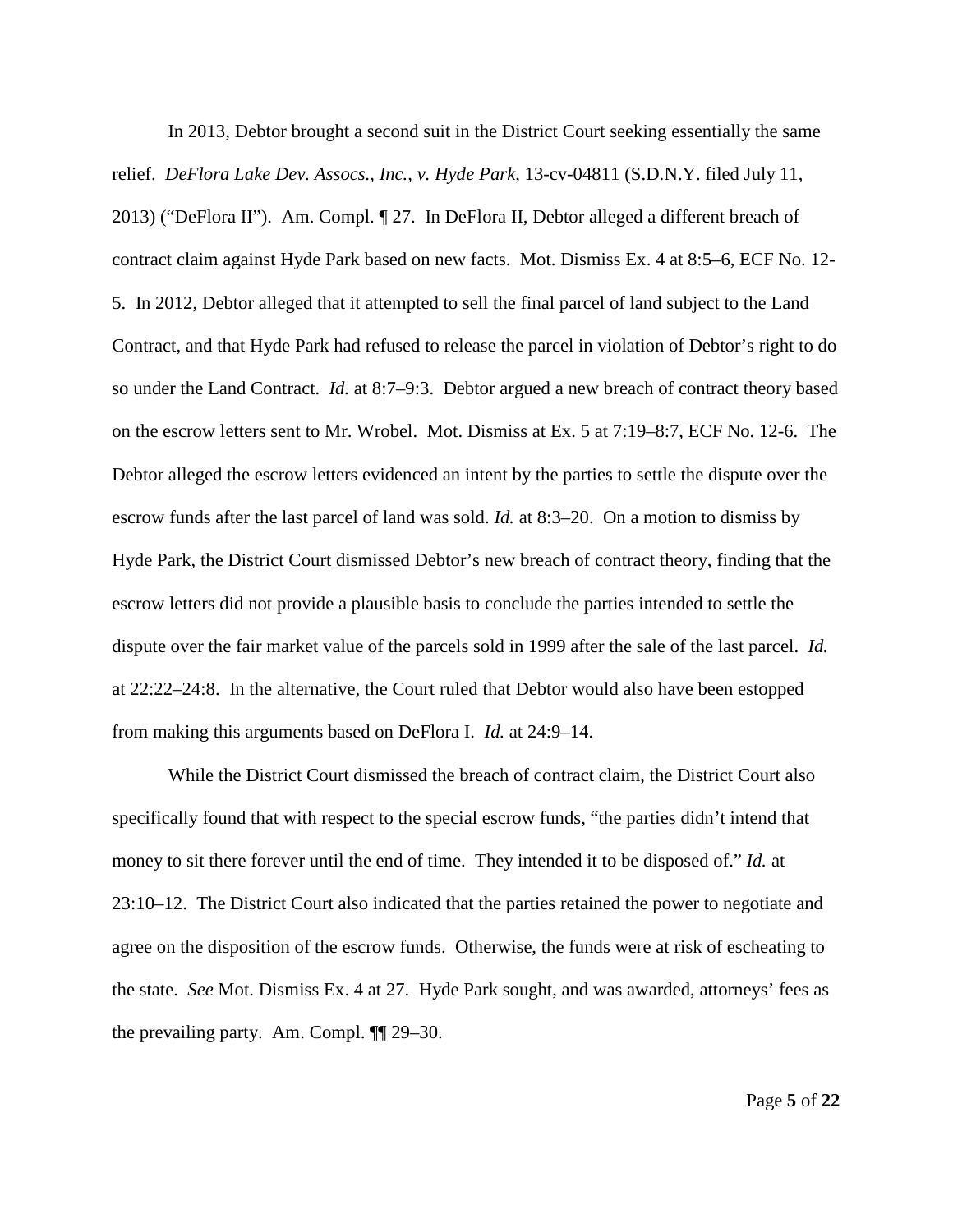In 2013, Debtor brought a second suit in the District Court seeking essentially the same relief. *DeFlora Lake Dev. Assocs., Inc., v. Hyde Park*, 13-cv-04811 (S.D.N.Y. filed July 11, 2013) ("DeFlora II"). Am. Compl. ¶ 27. In DeFlora II, Debtor alleged a different breach of contract claim against Hyde Park based on new facts. Mot. Dismiss Ex. 4 at 8:5–6, ECF No. 12-5. In 2012, Debtor alleged that it attempted to sell the final parcel of land subject to the Land Contract, and that Hyde Park had refused to release the parcel in violation of Debtor's right to do so under the Land Contract. *Id.* at 8:7–9:3. Debtor argued a new breach of contract theory based on the escrow letters sent to Mr. Wrobel. Mot. Dismiss at Ex. 5 at 7:19–8:7, ECF No. 12-6. The Debtor alleged the escrow letters evidenced an intent by the parties to settle the dispute over the escrow funds after the last parcel of land was sold. *Id.* at 8:3–20. On a motion to dismiss by Hyde Park, the District Court dismissed Debtor's new breach of contract theory, finding that the escrow letters did not provide a plausible basis to conclude the parties intended to settle the dispute over the fair market value of the parcels sold in 1999 after the sale of the last parcel. *Id.* at 22:22–24:8. In the alternative, the Court ruled that Debtor would also have been estopped from making this arguments based on DeFlora I. *Id.* at 24:9–14.

While the District Court dismissed the breach of contract claim, the District Court also specifically found that with respect to the special escrow funds, "the parties didn't intend that money to sit there forever until the end of time. They intended it to be disposed of." *Id.* at 23:10–12. The District Court also indicated that the parties retained the power to negotiate and agree on the disposition of the escrow funds. Otherwise, the funds were at risk of escheating to the state. *See* Mot. Dismiss Ex. 4 at 27. Hyde Park sought, and was awarded, attorneys' fees as the prevailing party. Am. Compl. ¶¶ 29–30.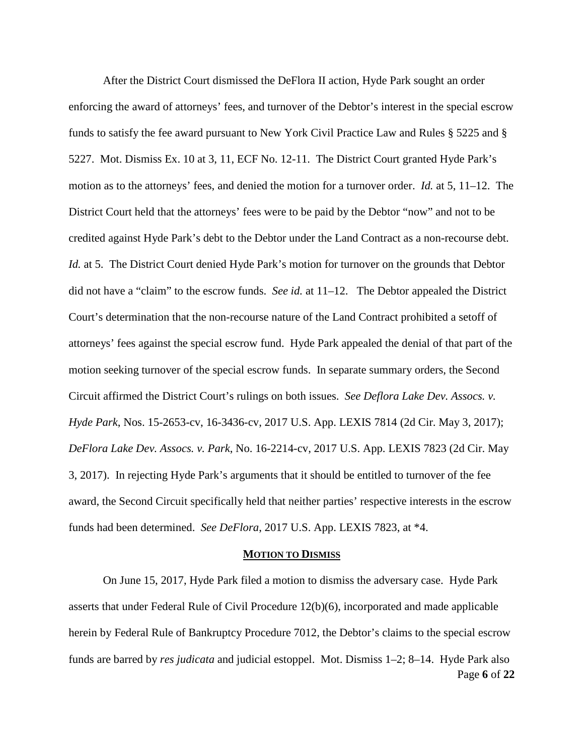After the District Court dismissed the DeFlora II action, Hyde Park sought an order enforcing the award of attorneys' fees, and turnover of the Debtor's interest in the special escrow funds to satisfy the fee award pursuant to New York Civil Practice Law and Rules § 5225 and § 5227. Mot. Dismiss Ex. 10 at 3, 11, ECF No. 12-11. The District Court granted Hyde Park's motion as to the attorneys' fees, and denied the motion for a turnover order. *Id.* at 5, 11–12. The District Court held that the attorneys' fees were to be paid by the Debtor "now" and not to be credited against Hyde Park's debt to the Debtor under the Land Contract as a non-recourse debt. *Id.* at 5. The District Court denied Hyde Park's motion for turnover on the grounds that Debtor did not have a "claim" to the escrow funds. *See id.* at 11–12. The Debtor appealed the District Court's determination that the non-recourse nature of the Land Contract prohibited a setoff of attorneys' fees against the special escrow fund. Hyde Park appealed the denial of that part of the motion seeking turnover of the special escrow funds. In separate summary orders, the Second Circuit affirmed the District Court's rulings on both issues. *See Deflora Lake Dev. Assocs. v. Hyde Park*, Nos. 15-2653-cv, 16-3436-cv, 2017 U.S. App. LEXIS 7814 (2d Cir. May 3, 2017); *DeFlora Lake Dev. Assocs. v. Park*, No. 16-2214-cv, 2017 U.S. App. LEXIS 7823 (2d Cir. May 3, 2017). In rejecting Hyde Park's arguments that it should be entitled to turnover of the fee award, the Second Circuit specifically held that neither parties' respective interests in the escrow funds had been determined. *See DeFlora*, 2017 U.S. App. LEXIS 7823, at *4.

## MOTION TO DISMISS

On June 15, 2017, Hyde Park filed a motion to dismiss the adversary case. Hyde Park asserts that under Federal Rule of Civil Procedure 12(b)(6), incorporated and made applicable herein by Federal Rule of Bankruptcy Procedure 7012, the Debtor's claims to the special escrow funds are barred by *res judicata* and judicial estoppel. Mot. Dismiss 1–2; 8–14. Hyde Park also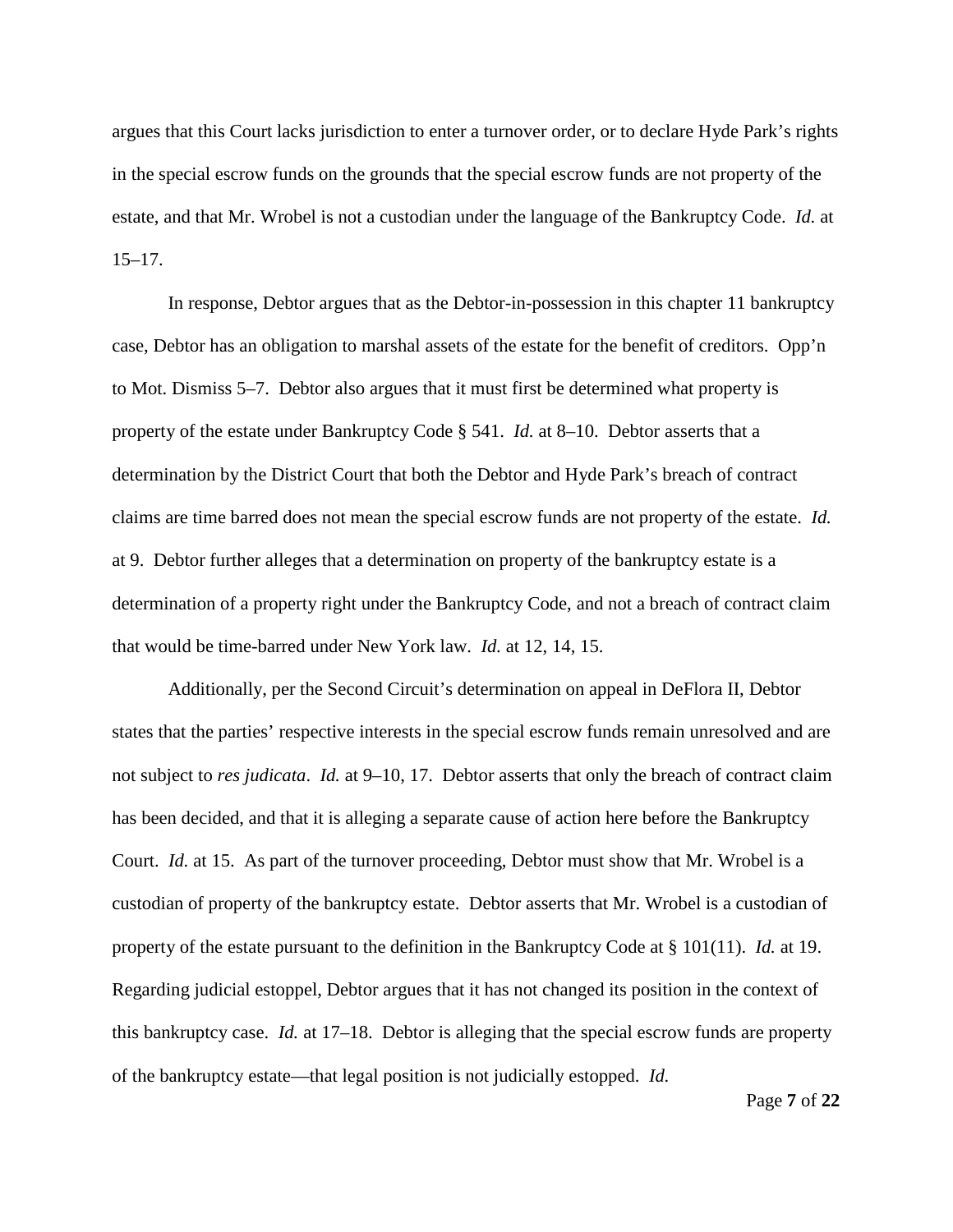argues that this Court lacks jurisdiction to enter a turnover order, or to declare Hyde Park's rights in the special escrow funds on the grounds that the special escrow funds are not property of the estate, and that Mr. Wrobel is not a custodian under the language of the Bankruptcy Code. *Id.* at 15–17.

In response, Debtor argues that as the Debtor-in-possession in this chapter 11 bankruptcy case, Debtor has an obligation to marshal assets of the estate for the benefit of creditors. Opp'n to Mot. Dismiss 5–7. Debtor also argues that it must first be determined what property is property of the estate under Bankruptcy Code § 541. *Id.* at 8–10. Debtor asserts that a determination by the District Court that both the Debtor and Hyde Park's breach of contract claims are time barred does not mean the special escrow funds are not property of the estate. *Id.* at 9. Debtor further alleges that a determination on property of the bankruptcy estate is a determination of a property right under the Bankruptcy Code, and not a breach of contract claim that would be time-barred under New York law. *Id.* at 12, 14, 15.

Additionally, per the Second Circuit's determination on appeal in DeFlora II, Debtor states that the parties' respective interests in the special escrow funds remain unresolved and are not subject to *res judicata*. *Id.* at 9–10, 17. Debtor asserts that only the breach of contract claim has been decided, and that it is alleging a separate cause of action here before the Bankruptcy Court. *Id.* at 15. As part of the turnover proceeding, Debtor must show that Mr. Wrobel is a custodian of property of the bankruptcy estate. Debtor asserts that Mr. Wrobel is a custodian of property of the estate pursuant to the definition in the Bankruptcy Code at § 101(11). *Id.* at 19. Regarding judicial estoppel, Debtor argues that it has not changed its position in the context of this bankruptcy case. *Id.* at 17–18. Debtor is alleging that the special escrow funds are property of the bankruptcy estate—that legal position is not judicially estopped. *Id.*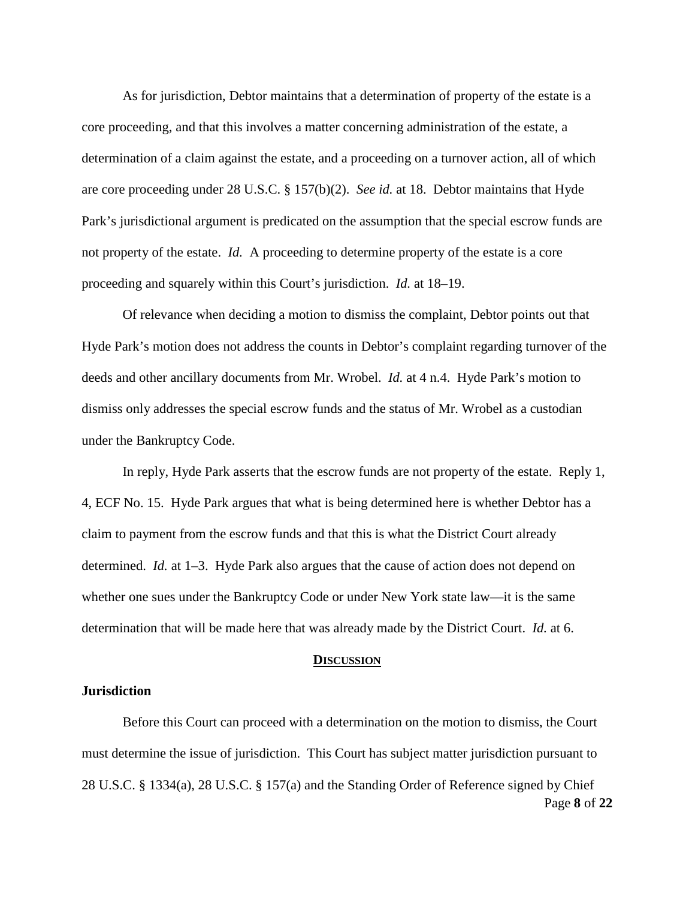As for jurisdiction, Debtor maintains that a determination of property of the estate is a core proceeding, and that this involves a matter concerning administration of the estate, a determination of a claim against the estate, and a proceeding on a turnover action, all of which are core proceeding under 28 U.S.C. § 157(b)(2). *See id.* at 18. Debtor maintains that Hyde Park's jurisdictional argument is predicated on the assumption that the special escrow funds are not property of the estate. *Id.* A proceeding to determine property of the estate is a core proceeding and squarely within this Court's jurisdiction. *Id.* at 18–19.

Of relevance when deciding a motion to dismiss the complaint, Debtor points out that Hyde Park's motion does not address the counts in Debtor's complaint regarding turnover of the deeds and other ancillary documents from Mr. Wrobel. *Id.* at 4 n.4. Hyde Park's motion to dismiss only addresses the special escrow funds and the status of Mr. Wrobel as a custodian under the Bankruptcy Code.

In reply, Hyde Park asserts that the escrow funds are not property of the estate. Reply 1, 4, ECF No. 15. Hyde Park argues that what is being determined here is whether Debtor has a claim to payment from the escrow funds and that this is what the District Court already determined. *Id.* at 1–3. Hyde Park also argues that the cause of action does not depend on whether one sues under the Bankruptcy Code or under New York state law—it is the same determination that will be made here that was already made by the District Court. *Id.* at 6.

## DISCUSSION

### Jurisdiction

Before this Court can proceed with a determination on the motion to dismiss, the Court must determine the issue of jurisdiction. This Court has subject matter jurisdiction pursuant to 28 U.S.C. § 1334(a), 28 U.S.C. § 157(a) and the Standing Order of Reference signed by Chief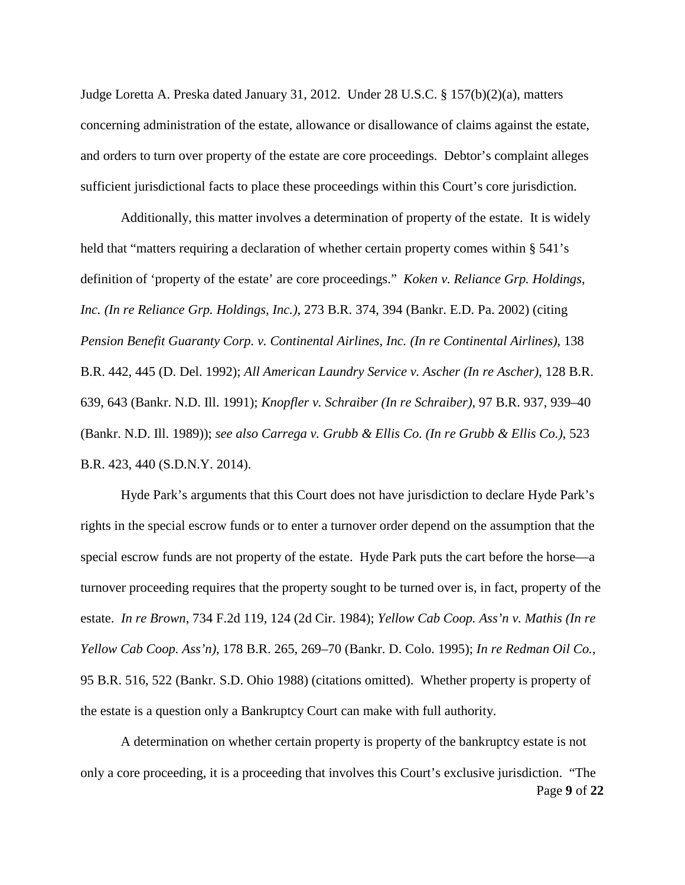Judge Loretta A. Preska dated January 31, 2012. Under 28 U.S.C. § 157(b)(2)(a), matters concerning administration of the estate, allowance or disallowance of claims against the estate, and orders to turn over property of the estate are core proceedings. Debtor's complaint alleges sufficient jurisdictional facts to place these proceedings within this Court's core jurisdiction.

Additionally, this matter involves a determination of property of the estate. It is widely held that "matters requiring a declaration of whether certain property comes within § 541's definition of 'property of the estate' are core proceedings." *Koken v. Reliance Grp. Holdings, Inc. (In re Reliance Grp. Holdings, Inc.)*, 273 B.R. 374, 394 (Bankr. E.D. Pa. 2002) (citing *Pension Benefit Guaranty Corp. v. Continental Airlines, Inc. (In re Continental Airlines)*, 138 B.R. 442, 445 (D. Del. 1992); *All American Laundry Service v. Ascher (In re Ascher)*, 128 B.R. 639, 643 (Bankr. N.D. Ill. 1991); *Knopfler v. Schraiber (In re Schraiber)*, 97 B.R. 937, 939–40 (Bankr. N.D. Ill. 1989)); *see also Carrega v. Grubb & Ellis Co. (In re Grubb & Ellis Co.)*, 523 B.R. 423, 440 (S.D.N.Y. 2014).

Hyde Park's arguments that this Court does not have jurisdiction to declare Hyde Park's rights in the special escrow funds or to enter a turnover order depend on the assumption that the special escrow funds are not property of the estate. Hyde Park puts the cart before the horse—a turnover proceeding requires that the property sought to be turned over is, in fact, property of the estate. *In re Brown*, 734 F.2d 119, 124 (2d Cir. 1984); *Yellow Cab Coop. Ass'n v. Mathis (In re Yellow Cab Coop. Ass'n)*, 178 B.R. 265, 269–70 (Bankr. D. Colo. 1995); *In re Redman Oil Co.*, 95 B.R. 516, 522 (Bankr. S.D. Ohio 1988) (citations omitted). Whether property is property of the estate is a question only a Bankruptcy Court can make with full authority.

A determination on whether certain property is property of the bankruptcy estate is not only a core proceeding, it is a proceeding that involves this Court's exclusive jurisdiction. "The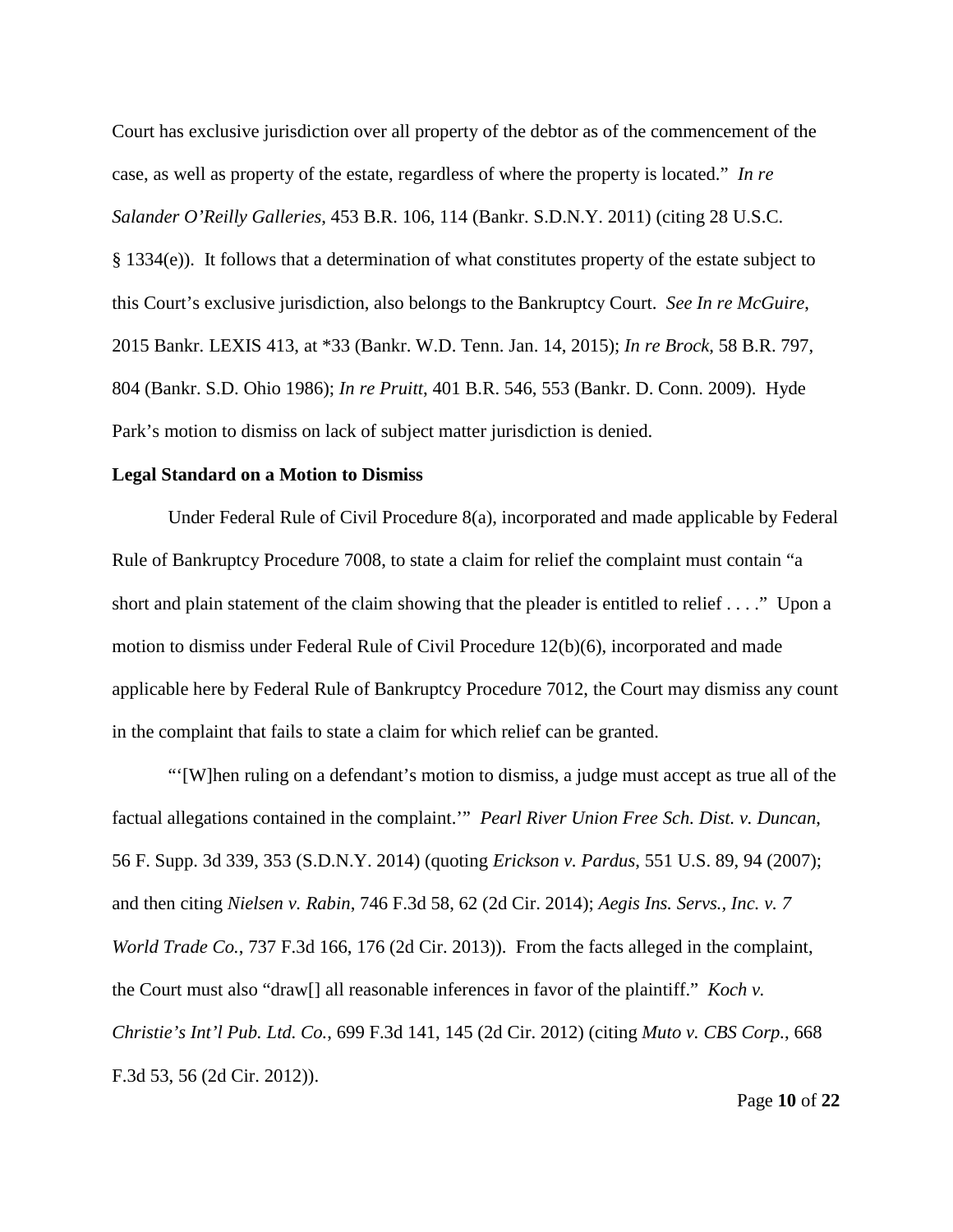Court has exclusive jurisdiction over all property of the debtor as of the commencement of the case, as well as property of the estate, regardless of where the property is located." *In re Salander O'Reilly Galleries*, 453 B.R. 106, 114 (Bankr. S.D.N.Y. 2011) (citing 28 U.S.C. § 1334(e)). It follows that a determination of what constitutes property of the estate subject to this Court's exclusive jurisdiction, also belongs to the Bankruptcy Court. *See In re McGuire*, 2015 Bankr. LEXIS 413, at *33 (Bankr. W.D. Tenn. Jan. 14, 2015); *In re Brock*, 58 B.R. 797, 804 (Bankr. S.D. Ohio 1986); *In re Pruitt*, 401 B.R. 546, 553 (Bankr. D. Conn. 2009). Hyde Park's motion to dismiss on lack of subject matter jurisdiction is denied.

**Legal Standard on a Motion to Dismiss**

Under Federal Rule of Civil Procedure 8(a), incorporated and made applicable by Federal Rule of Bankruptcy Procedure 7008, to state a claim for relief the complaint must contain "a short and plain statement of the claim showing that the pleader is entitled to relief . . . ." Upon a motion to dismiss under Federal Rule of Civil Procedure 12(b)(6), incorporated and made applicable here by Federal Rule of Bankruptcy Procedure 7012, the Court may dismiss any count in the complaint that fails to state a claim for which relief can be granted.

"'[W]hen ruling on a defendant's motion to dismiss, a judge must accept as true all of the factual allegations contained in the complaint.'" *Pearl River Union Free Sch. Dist. v. Duncan*, 56 F. Supp. 3d 339, 353 (S.D.N.Y. 2014) (quoting *Erickson v. Pardus*, 551 U.S. 89, 94 (2007); and then citing *Nielsen v. Rabin*, 746 F.3d 58, 62 (2d Cir. 2014); *Aegis Ins. Servs., Inc. v. 7 World Trade Co.*, 737 F.3d 166, 176 (2d Cir. 2013)). From the facts alleged in the complaint, the Court must also "draw[] all reasonable inferences in favor of the plaintiff." *Koch v. Christie's Int'l Pub. Ltd. Co.*, 699 F.3d 141, 145 (2d Cir. 2012) (citing *Muto v. CBS Corp.*, 668 F.3d 53, 56 (2d Cir. 2012)).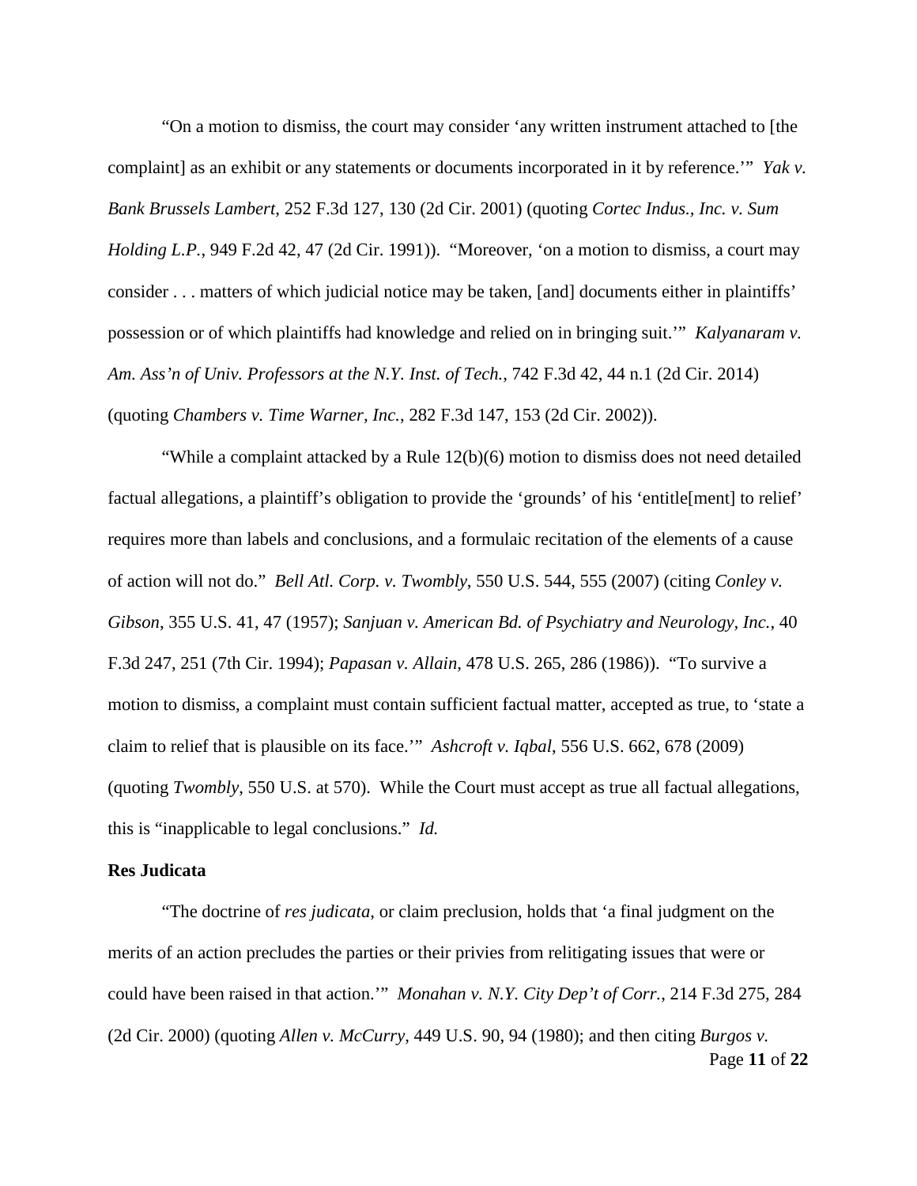"On a motion to dismiss, the court may consider 'any written instrument attached to [the complaint] as an exhibit or any statements or documents incorporated in it by reference.'" *Yak v. Bank Brussels Lambert*, 252 F.3d 127, 130 (2d Cir. 2001) (quoting *Cortec Indus., Inc. v. Sum Holding L.P.*, 949 F.2d 42, 47 (2d Cir. 1991)). "Moreover, 'on a motion to dismiss, a court may consider . . . matters of which judicial notice may be taken, [and] documents either in plaintiffs' possession or of which plaintiffs had knowledge and relied on in bringing suit.'" *Kalyanaram v. Am. Ass'n of Univ. Professors at the N.Y. Inst. of Tech.*, 742 F.3d 42, 44 n.1 (2d Cir. 2014) (quoting *Chambers v. Time Warner, Inc.*, 282 F.3d 147, 153 (2d Cir. 2002)).

"While a complaint attacked by a Rule 12(b)(6) motion to dismiss does not need detailed factual allegations, a plaintiff's obligation to provide the 'grounds' of his 'entitle[ment] to relief' requires more than labels and conclusions, and a formulaic recitation of the elements of a cause of action will not do." *Bell Atl. Corp. v. Twombly*, 550 U.S. 544, 555 (2007) (citing *Conley v. Gibson*, 355 U.S. 41, 47 (1957); *Sanjuan v. American Bd. of Psychiatry and Neurology, Inc.*, 40 F.3d 247, 251 (7th Cir. 1994); *Papasan v. Allain*, 478 U.S. 265, 286 (1986)). "To survive a motion to dismiss, a complaint must contain sufficient factual matter, accepted as true, to 'state a claim to relief that is plausible on its face.'" *Ashcroft v. Iqbal*, 556 U.S. 662, 678 (2009) (quoting *Twombly*, 550 U.S. at 570). While the Court must accept as true all factual allegations, this is "inapplicable to legal conclusions." *Id.*

**Res Judicata**

"The doctrine of *res judicata*, or claim preclusion, holds that 'a final judgment on the merits of an action precludes the parties or their privies from relitigating issues that were or could have been raised in that action.'" *Monahan v. N.Y. City Dep't of Corr.*, 214 F.3d 275, 284 (2d Cir. 2000) (quoting *Allen v. McCurry*, 449 U.S. 90, 94 (1980); and then citing *Burgos v.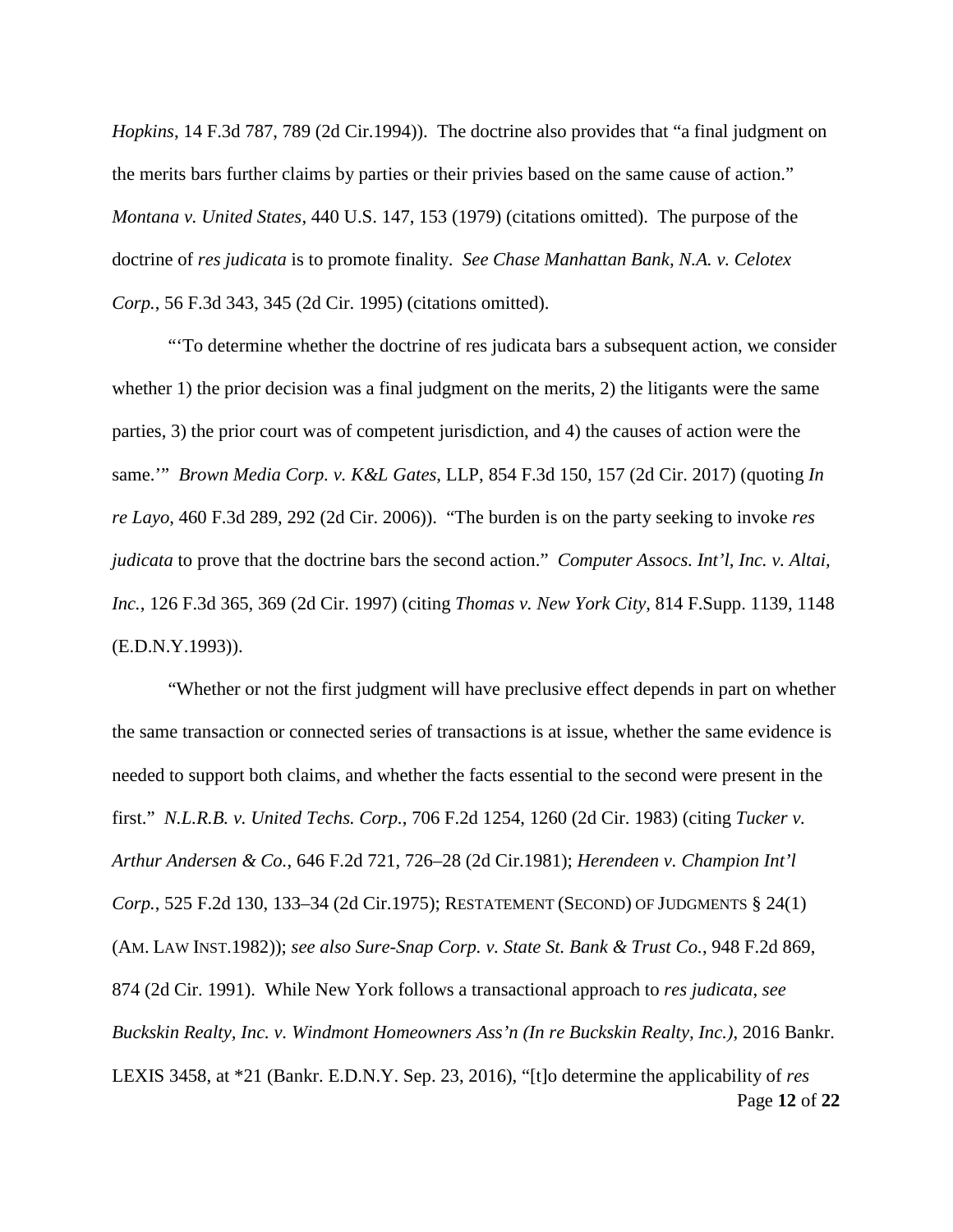*Hopkins*, 14 F.3d 787, 789 (2d Cir.1994)). The doctrine also provides that "a final judgment on the merits bars further claims by parties or their privies based on the same cause of action." *Montana v. United States*, 440 U.S. 147, 153 (1979) (citations omitted). The purpose of the doctrine of *res judicata* is to promote finality. *See Chase Manhattan Bank, N.A. v. Celotex Corp.*, 56 F.3d 343, 345 (2d Cir. 1995) (citations omitted).

"'To determine whether the doctrine of res judicata bars a subsequent action, we consider whether 1) the prior decision was a final judgment on the merits, 2) the litigants were the same parties, 3) the prior court was of competent jurisdiction, and 4) the causes of action were the same.'" *Brown Media Corp. v. K&L Gates*, LLP, 854 F.3d 150, 157 (2d Cir. 2017) (quoting *In re Layo*, 460 F.3d 289, 292 (2d Cir. 2006)). "The burden is on the party seeking to invoke *res judicata* to prove that the doctrine bars the second action." *Computer Assocs. Int'l, Inc. v. Altai, Inc.*, 126 F.3d 365, 369 (2d Cir. 1997) (citing *Thomas v. New York City*, 814 F.Supp. 1139, 1148 (E.D.N.Y.1993)).

"Whether or not the first judgment will have preclusive effect depends in part on whether the same transaction or connected series of transactions is at issue, whether the same evidence is needed to support both claims, and whether the facts essential to the second were present in the first." *N.L.R.B. v. United Techs. Corp.*, 706 F.2d 1254, 1260 (2d Cir. 1983) (citing *Tucker v. Arthur Andersen & Co.*, 646 F.2d 721, 726–28 (2d Cir.1981); *Herendeen v. Champion Int'l Corp.*, 525 F.2d 130, 133–34 (2d Cir.1975); RESTATEMENT (SECOND) OF JUDGMENTS § 24(1) (AM. LAW INST.1982)); *see also Sure-Snap Corp. v. State St. Bank & Trust Co.*, 948 F.2d 869, 874 (2d Cir. 1991). While New York follows a transactional approach to *res judicata*, *see Buckskin Realty, Inc. v. Windmont Homeowners Ass'n (In re Buckskin Realty, Inc.)*, 2016 Bankr. LEXIS 3458, at *21 (Bankr. E.D.N.Y. Sep. 23, 2016), "[t]o determine the applicability of *res*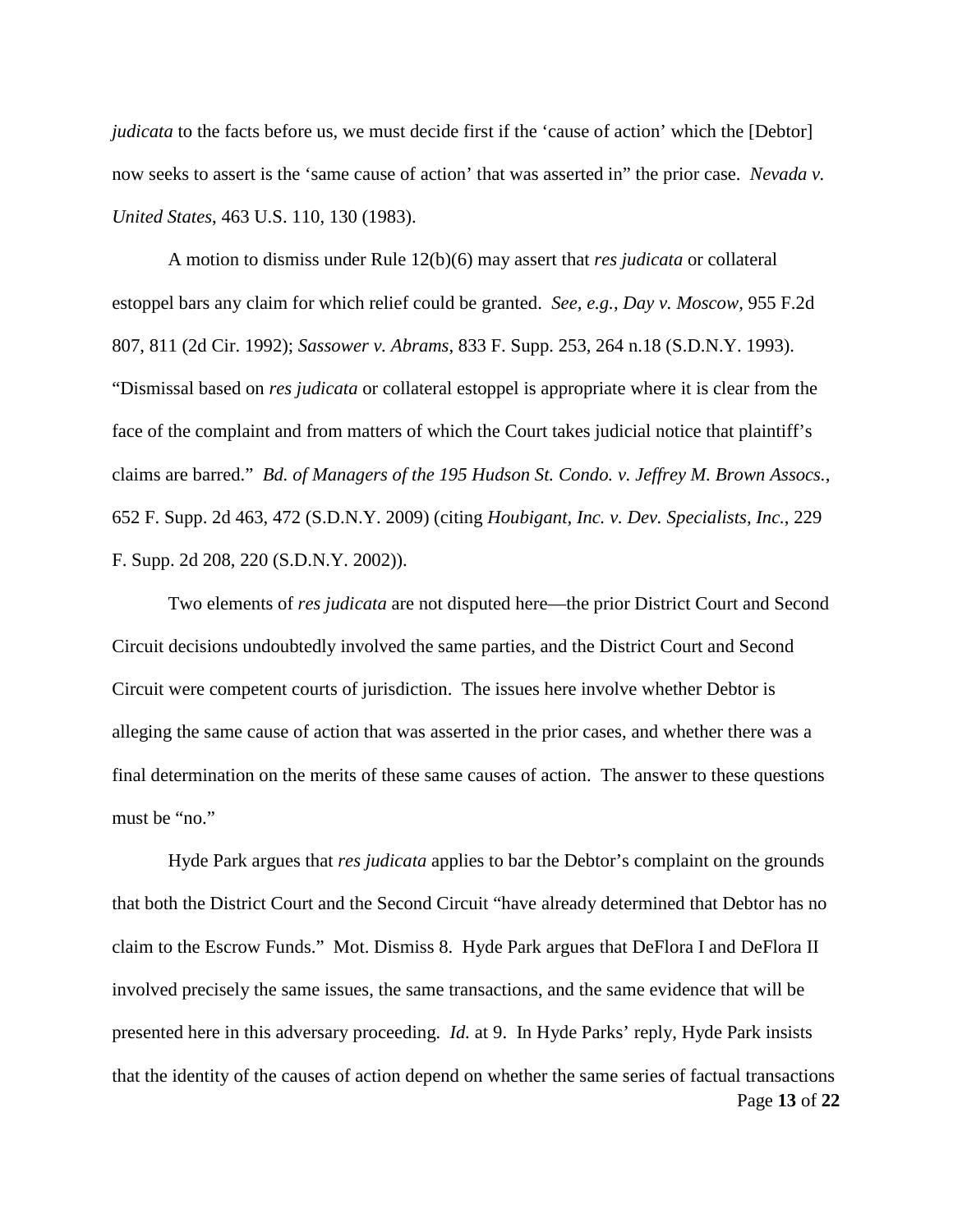*judicata* to the facts before us, we must decide first if the 'cause of action' which the [Debtor] now seeks to assert is the 'same cause of action' that was asserted in" the prior case. *Nevada v. United States*, 463 U.S. 110, 130 (1983).

A motion to dismiss under Rule 12(b)(6) may assert that *res judicata* or collateral estoppel bars any claim for which relief could be granted. *See, e.g.*, *Day v. Moscow*, 955 F.2d 807, 811 (2d Cir. 1992); *Sassower v. Abrams*, 833 F. Supp. 253, 264 n.18 (S.D.N.Y. 1993). "Dismissal based on *res judicata* or collateral estoppel is appropriate where it is clear from the face of the complaint and from matters of which the Court takes judicial notice that plaintiff's claims are barred." *Bd. of Managers of the 195 Hudson St. Condo. v. Jeffrey M. Brown Assocs.*, 652 F. Supp. 2d 463, 472 (S.D.N.Y. 2009) (citing *Houbigant, Inc. v. Dev. Specialists, Inc.*, 229 F. Supp. 2d 208, 220 (S.D.N.Y. 2002)).

Two elements of *res judicata* are not disputed here—the prior District Court and Second Circuit decisions undoubtedly involved the same parties, and the District Court and Second Circuit were competent courts of jurisdiction. The issues here involve whether Debtor is alleging the same cause of action that was asserted in the prior cases, and whether there was a final determination on the merits of these same causes of action. The answer to these questions must be "no."

Hyde Park argues that *res judicata* applies to bar the Debtor's complaint on the grounds that both the District Court and the Second Circuit "have already determined that Debtor has no claim to the Escrow Funds." Mot. Dismiss 8. Hyde Park argues that DeFlora I and DeFlora II involved precisely the same issues, the same transactions, and the same evidence that will be presented here in this adversary proceeding. *Id.* at 9. In Hyde Parks' reply, Hyde Park insists that the identity of the causes of action depend on whether the same series of factual transactions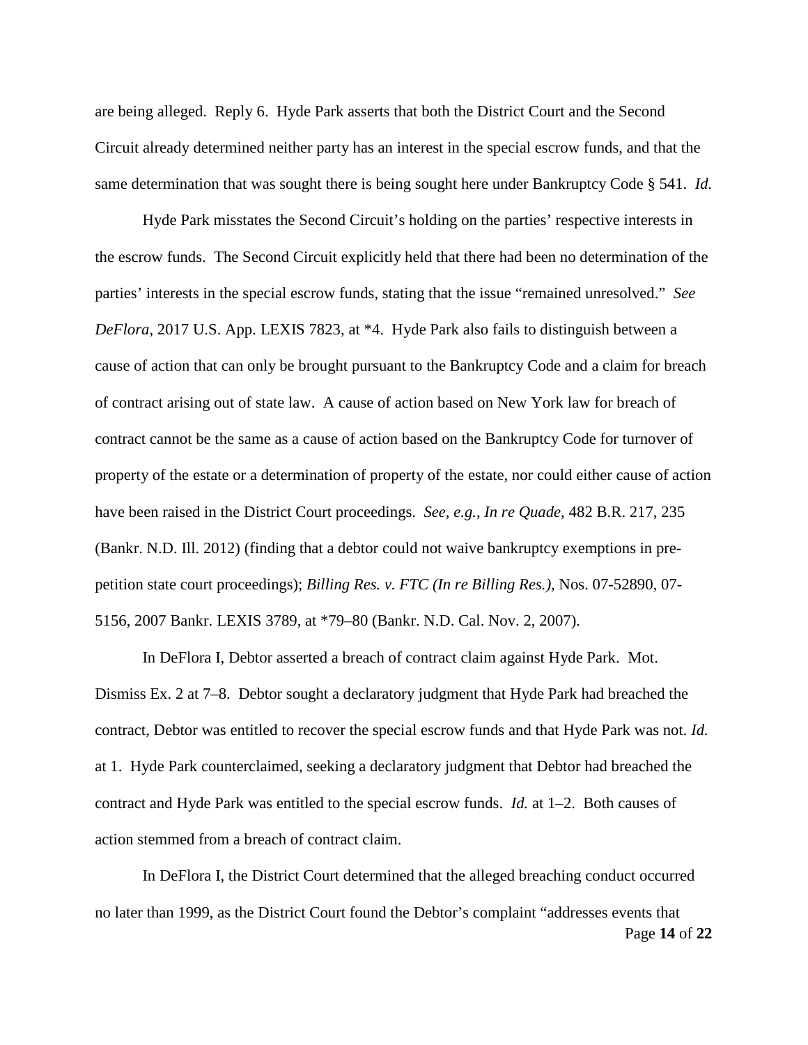are being alleged. Reply 6. Hyde Park asserts that both the District Court and the Second Circuit already determined neither party has an interest in the special escrow funds, and that the same determination that was sought there is being sought here under Bankruptcy Code § 541. *Id.*

Hyde Park misstates the Second Circuit's holding on the parties' respective interests in the escrow funds. The Second Circuit explicitly held that there had been no determination of the parties' interests in the special escrow funds, stating that the issue "remained unresolved." *See DeFlora*, 2017 U.S. App. LEXIS 7823, at *4. Hyde Park also fails to distinguish between a cause of action that can only be brought pursuant to the Bankruptcy Code and a claim for breach of contract arising out of state law. A cause of action based on New York law for breach of contract cannot be the same as a cause of action based on the Bankruptcy Code for turnover of property of the estate or a determination of property of the estate, nor could either cause of action have been raised in the District Court proceedings. *See, e.g.*, *In re Quade*, 482 B.R. 217, 235 (Bankr. N.D. Ill. 2012) (finding that a debtor could not waive bankruptcy exemptions in pre-petition state court proceedings); *Billing Res. v. FTC (In re Billing Res.)*, Nos. 07-52890, 07-5156, 2007 Bankr. LEXIS 3789, at *79–80 (Bankr. N.D. Cal. Nov. 2, 2007).

In DeFlora I, Debtor asserted a breach of contract claim against Hyde Park. Mot. Dismiss Ex. 2 at 7–8. Debtor sought a declaratory judgment that Hyde Park had breached the contract, Debtor was entitled to recover the special escrow funds and that Hyde Park was not. *Id.* at 1. Hyde Park counterclaimed, seeking a declaratory judgment that Debtor had breached the contract and Hyde Park was entitled to the special escrow funds. *Id.* at 1–2. Both causes of action stemmed from a breach of contract claim.

In DeFlora I, the District Court determined that the alleged breaching conduct occurred no later than 1999, as the District Court found the Debtor's complaint "addresses events that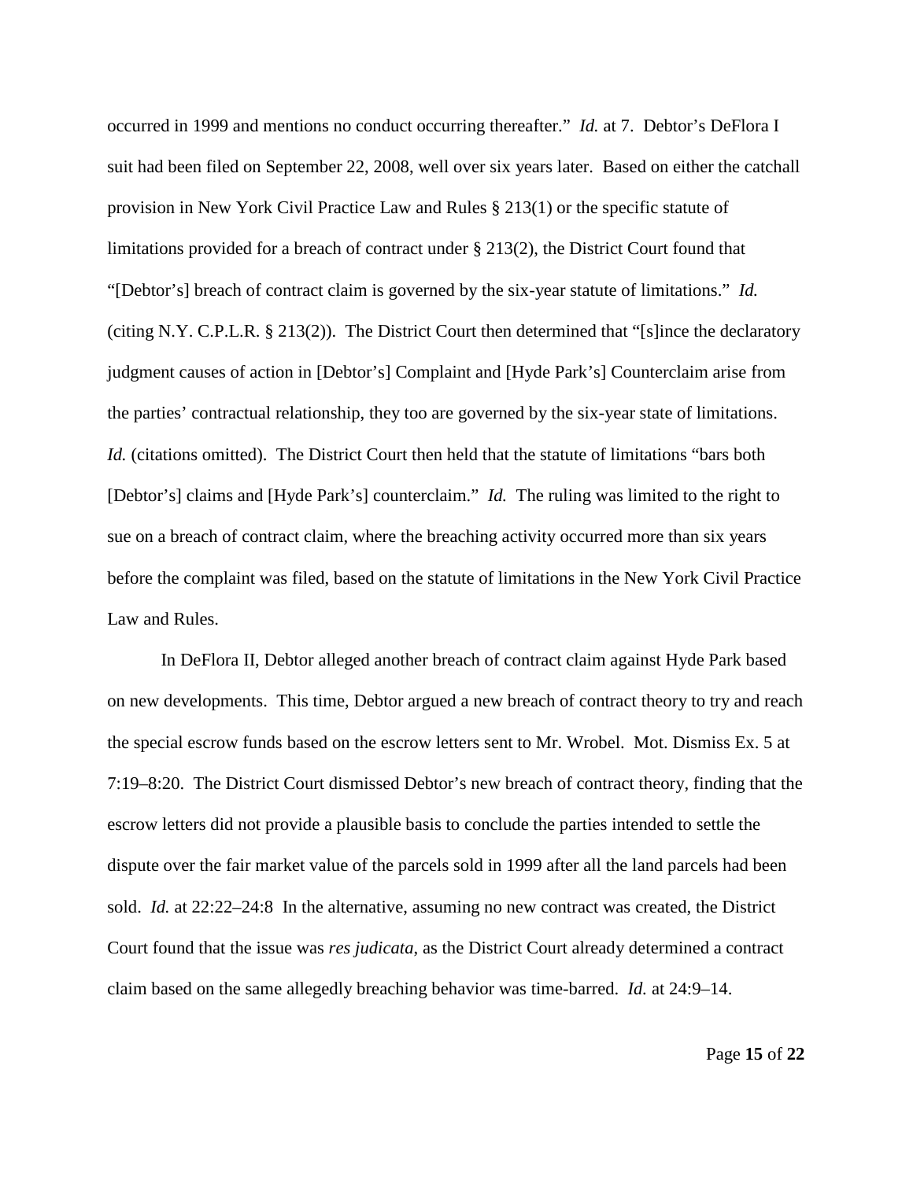occurred in 1999 and mentions no conduct occurring thereafter." *Id.* at 7. Debtor's DeFlora I suit had been filed on September 22, 2008, well over six years later. Based on either the catchall provision in New York Civil Practice Law and Rules § 213(1) or the specific statute of limitations provided for a breach of contract under § 213(2), the District Court found that "[Debtor's] breach of contract claim is governed by the six-year statute of limitations." *Id.* (citing N.Y. C.P.L.R. § 213(2)). The District Court then determined that "[s]ince the declaratory judgment causes of action in [Debtor's] Complaint and [Hyde Park's] Counterclaim arise from the parties' contractual relationship, they too are governed by the six-year state of limitations. *Id.* (citations omitted). The District Court then held that the statute of limitations "bars both [Debtor's] claims and [Hyde Park's] counterclaim." *Id.* The ruling was limited to the right to sue on a breach of contract claim, where the breaching activity occurred more than six years before the complaint was filed, based on the statute of limitations in the New York Civil Practice Law and Rules.

In DeFlora II, Debtor alleged another breach of contract claim against Hyde Park based on new developments. This time, Debtor argued a new breach of contract theory to try and reach the special escrow funds based on the escrow letters sent to Mr. Wrobel. Mot. Dismiss Ex. 5 at 7:19–8:20. The District Court dismissed Debtor's new breach of contract theory, finding that the escrow letters did not provide a plausible basis to conclude the parties intended to settle the dispute over the fair market value of the parcels sold in 1999 after all the land parcels had been sold. *Id.* at 22:22–24:8 In the alternative, assuming no new contract was created, the District Court found that the issue was *res judicata*, as the District Court already determined a contract claim based on the same allegedly breaching behavior was time-barred. *Id.* at 24:9–14.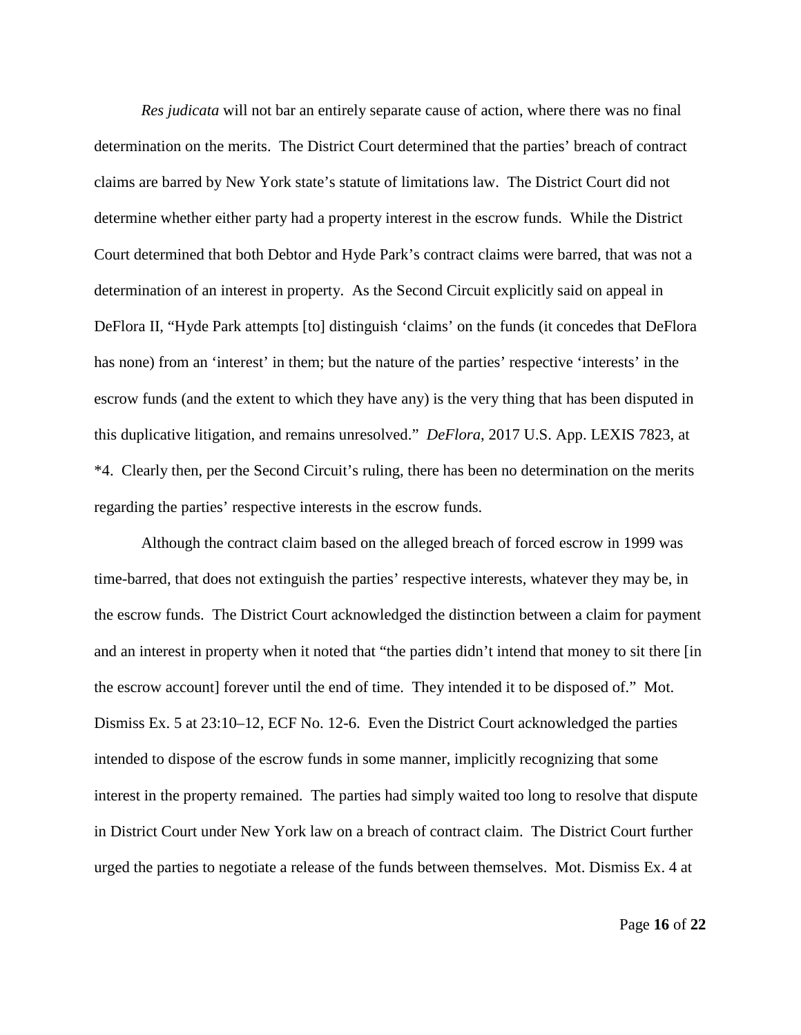*Res judicata* will not bar an entirely separate cause of action, where there was no final determination on the merits. The District Court determined that the parties' breach of contract claims are barred by New York state's statute of limitations law. The District Court did not determine whether either party had a property interest in the escrow funds. While the District Court determined that both Debtor and Hyde Park's contract claims were barred, that was not a determination of an interest in property. As the Second Circuit explicitly said on appeal in DeFlora II, "Hyde Park attempts [to] distinguish 'claims' on the funds (it concedes that DeFlora has none) from an 'interest' in them; but the nature of the parties' respective 'interests' in the escrow funds (and the extent to which they have any) is the very thing that has been disputed in this duplicative litigation, and remains unresolved." *DeFlora*, 2017 U.S. App. LEXIS 7823, at *4. Clearly then, per the Second Circuit's ruling, there has been no determination on the merits regarding the parties' respective interests in the escrow funds.

Although the contract claim based on the alleged breach of forced escrow in 1999 was time-barred, that does not extinguish the parties' respective interests, whatever they may be, in the escrow funds. The District Court acknowledged the distinction between a claim for payment and an interest in property when it noted that "the parties didn't intend that money to sit there [in the escrow account] forever until the end of time. They intended it to be disposed of." Mot. Dismiss Ex. 5 at 23:10–12, ECF No. 12-6. Even the District Court acknowledged the parties intended to dispose of the escrow funds in some manner, implicitly recognizing that some interest in the property remained. The parties had simply waited too long to resolve that dispute in District Court under New York law on a breach of contract claim. The District Court further urged the parties to negotiate a release of the funds between themselves. Mot. Dismiss Ex. 4 at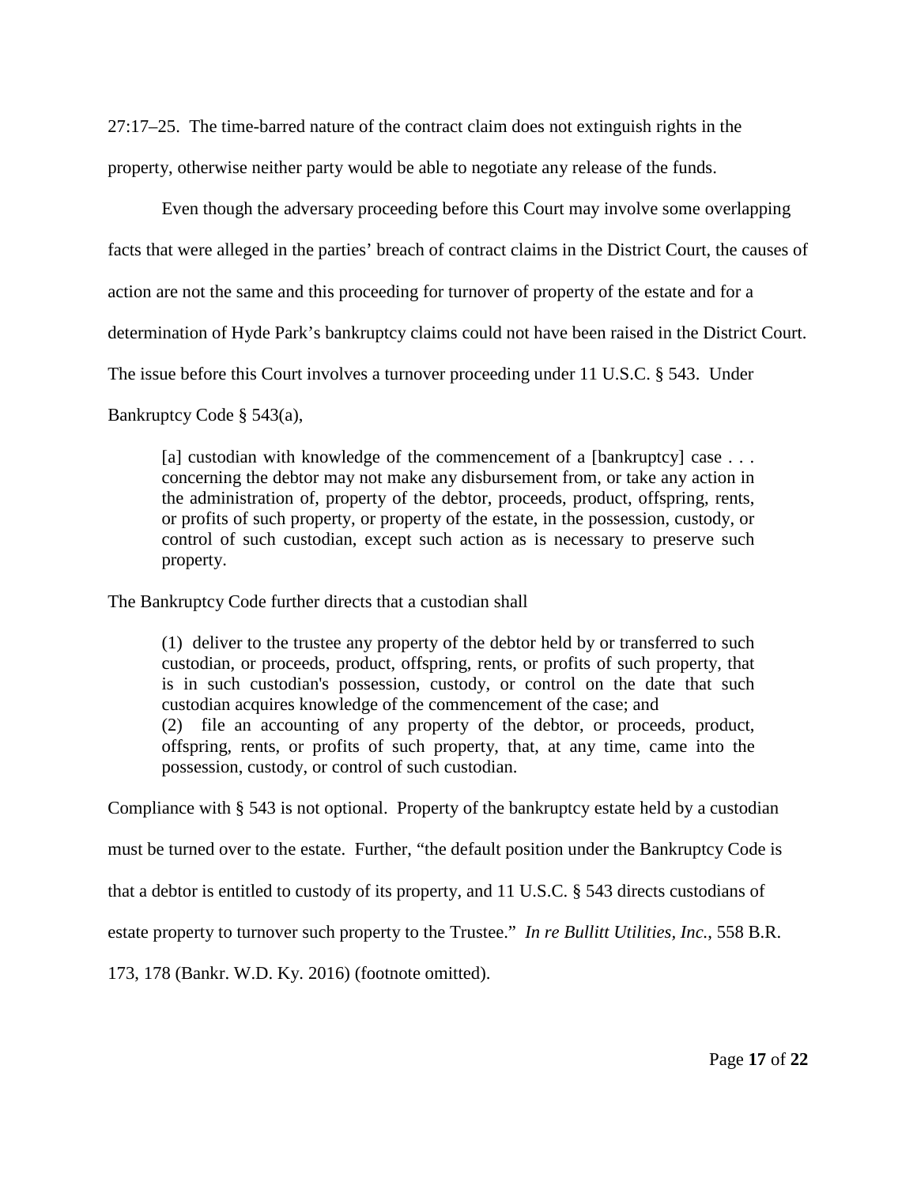27:17–25. The time-barred nature of the contract claim does not extinguish rights in the property, otherwise neither party would be able to negotiate any release of the funds.

Even though the adversary proceeding before this Court may involve some overlapping facts that were alleged in the parties' breach of contract claims in the District Court, the causes of action are not the same and this proceeding for turnover of property of the estate and for a determination of Hyde Park's bankruptcy claims could not have been raised in the District Court. The issue before this Court involves a turnover proceeding under 11 U.S.C. § 543. Under Bankruptcy Code § 543(a),

> [a] custodian with knowledge of the commencement of a [bankruptcy] case . . . concerning the debtor may not make any disbursement from, or take any action in the administration of, property of the debtor, proceeds, product, offspring, rents, or profits of such property, or property of the estate, in the possession, custody, or control of such custodian, except such action as is necessary to preserve such property.

The Bankruptcy Code further directs that a custodian shall

> (1) deliver to the trustee any property of the debtor held by or transferred to such custodian, or proceeds, product, offspring, rents, or profits of such property, that is in such custodian's possession, custody, or control on the date that such custodian acquires knowledge of the commencement of the case; and
> (2) file an accounting of any property of the debtor, or proceeds, product, offspring, rents, or profits of such property, that, at any time, came into the possession, custody, or control of such custodian.

Compliance with § 543 is not optional. Property of the bankruptcy estate held by a custodian must be turned over to the estate. Further, "the default position under the Bankruptcy Code is that a debtor is entitled to custody of its property, and 11 U.S.C. § 543 directs custodians of estate property to turnover such property to the Trustee." *In re Bullitt Utilities, Inc.*, 558 B.R. 173, 178 (Bankr. W.D. Ky. 2016) (footnote omitted).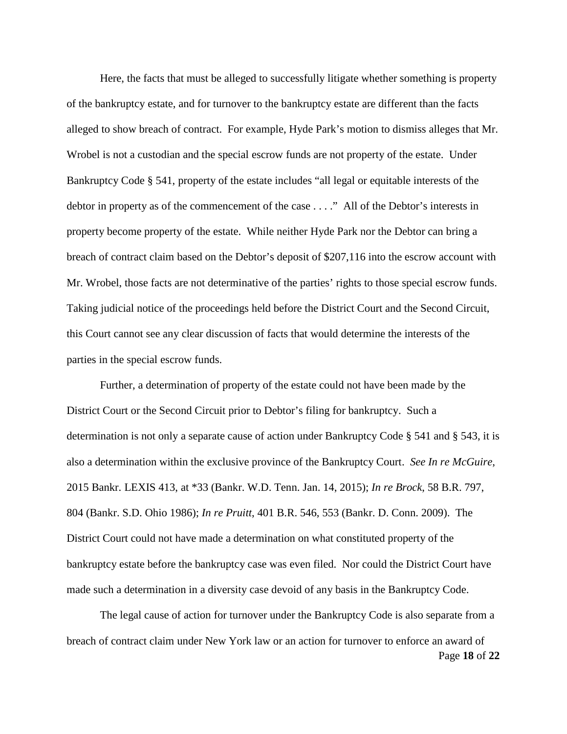Here, the facts that must be alleged to successfully litigate whether something is property of the bankruptcy estate, and for turnover to the bankruptcy estate are different than the facts alleged to show breach of contract. For example, Hyde Park's motion to dismiss alleges that Mr. Wrobel is not a custodian and the special escrow funds are not property of the estate. Under Bankruptcy Code § 541, property of the estate includes "all legal or equitable interests of the debtor in property as of the commencement of the case . . . ." All of the Debtor's interests in property become property of the estate. While neither Hyde Park nor the Debtor can bring a breach of contract claim based on the Debtor's deposit of $207,116 into the escrow account with Mr. Wrobel, those facts are not determinative of the parties' rights to those special escrow funds. Taking judicial notice of the proceedings held before the District Court and the Second Circuit, this Court cannot see any clear discussion of facts that would determine the interests of the parties in the special escrow funds.

Further, a determination of property of the estate could not have been made by the District Court or the Second Circuit prior to Debtor's filing for bankruptcy. Such a determination is not only a separate cause of action under Bankruptcy Code § 541 and § 543, it is also a determination within the exclusive province of the Bankruptcy Court. *See In re McGuire*, 2015 Bankr. LEXIS 413, at *33 (Bankr. W.D. Tenn. Jan. 14, 2015); *In re Brock*, 58 B.R. 797, 804 (Bankr. S.D. Ohio 1986); *In re Pruitt*, 401 B.R. 546, 553 (Bankr. D. Conn. 2009). The District Court could not have made a determination on what constituted property of the bankruptcy estate before the bankruptcy case was even filed. Nor could the District Court have made such a determination in a diversity case devoid of any basis in the Bankruptcy Code.

The legal cause of action for turnover under the Bankruptcy Code is also separate from a breach of contract claim under New York law or an action for turnover to enforce an award of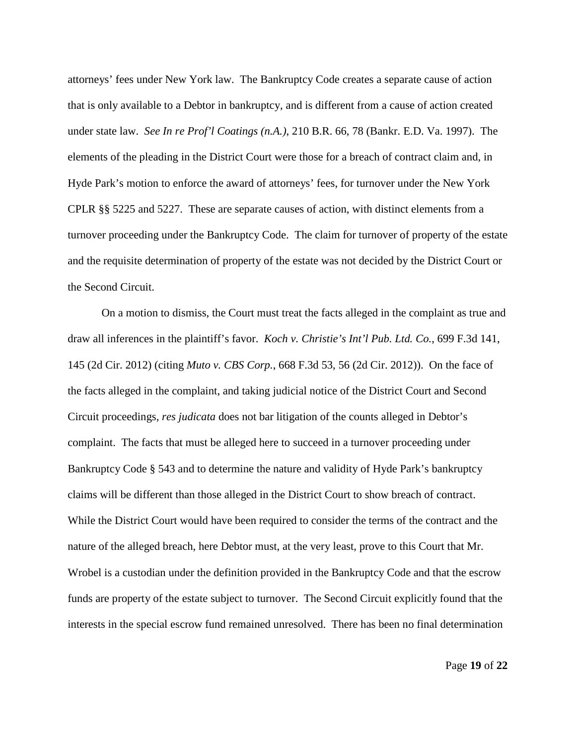attorneys' fees under New York law. The Bankruptcy Code creates a separate cause of action that is only available to a Debtor in bankruptcy, and is different from a cause of action created under state law. *See In re Prof'l Coatings (n.A.)*, 210 B.R. 66, 78 (Bankr. E.D. Va. 1997). The elements of the pleading in the District Court were those for a breach of contract claim and, in Hyde Park's motion to enforce the award of attorneys' fees, for turnover under the New York CPLR §§ 5225 and 5227. These are separate causes of action, with distinct elements from a turnover proceeding under the Bankruptcy Code. The claim for turnover of property of the estate and the requisite determination of property of the estate was not decided by the District Court or the Second Circuit.

On a motion to dismiss, the Court must treat the facts alleged in the complaint as true and draw all inferences in the plaintiff's favor. *Koch v. Christie's Int'l Pub. Ltd. Co.*, 699 F.3d 141, 145 (2d Cir. 2012) (citing *Muto v. CBS Corp.*, 668 F.3d 53, 56 (2d Cir. 2012)). On the face of the facts alleged in the complaint, and taking judicial notice of the District Court and Second Circuit proceedings, *res judicata* does not bar litigation of the counts alleged in Debtor's complaint. The facts that must be alleged here to succeed in a turnover proceeding under Bankruptcy Code § 543 and to determine the nature and validity of Hyde Park's bankruptcy claims will be different than those alleged in the District Court to show breach of contract. While the District Court would have been required to consider the terms of the contract and the nature of the alleged breach, here Debtor must, at the very least, prove to this Court that Mr. Wrobel is a custodian under the definition provided in the Bankruptcy Code and that the escrow funds are property of the estate subject to turnover. The Second Circuit explicitly found that the interests in the special escrow fund remained unresolved. There has been no final determination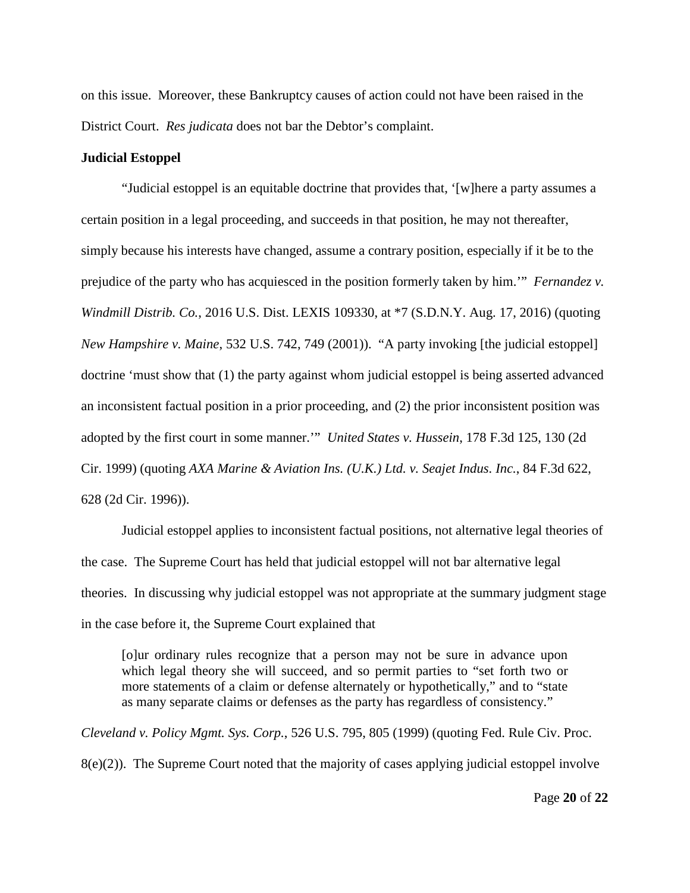on this issue. Moreover, these Bankruptcy causes of action could not have been raised in the District Court. *Res judicata* does not bar the Debtor's complaint.

**Judicial Estoppel**

"Judicial estoppel is an equitable doctrine that provides that, '[w]here a party assumes a certain position in a legal proceeding, and succeeds in that position, he may not thereafter, simply because his interests have changed, assume a contrary position, especially if it be to the prejudice of the party who has acquiesced in the position formerly taken by him.'" *Fernandez v. Windmill Distrib. Co.*, 2016 U.S. Dist. LEXIS 109330, at *7 (S.D.N.Y. Aug. 17, 2016) (quoting *New Hampshire v. Maine*, 532 U.S. 742, 749 (2001)). "A party invoking [the judicial estoppel] doctrine 'must show that (1) the party against whom judicial estoppel is being asserted advanced an inconsistent factual position in a prior proceeding, and (2) the prior inconsistent position was adopted by the first court in some manner.'" *United States v. Hussein*, 178 F.3d 125, 130 (2d Cir. 1999) (quoting *AXA Marine & Aviation Ins. (U.K.) Ltd. v. Seajet Indus. Inc.*, 84 F.3d 622, 628 (2d Cir. 1996)).

Judicial estoppel applies to inconsistent factual positions, not alternative legal theories of the case. The Supreme Court has held that judicial estoppel will not bar alternative legal theories. In discussing why judicial estoppel was not appropriate at the summary judgment stage in the case before it, the Supreme Court explained that

> [o]ur ordinary rules recognize that a person may not be sure in advance upon which legal theory she will succeed, and so permit parties to "set forth two or more statements of a claim or defense alternately or hypothetically," and to "state as many separate claims or defenses as the party has regardless of consistency."

*Cleveland v. Policy Mgmt. Sys. Corp.*, 526 U.S. 795, 805 (1999) (quoting Fed. Rule Civ. Proc. 8(e)(2)). The Supreme Court noted that the majority of cases applying judicial estoppel involve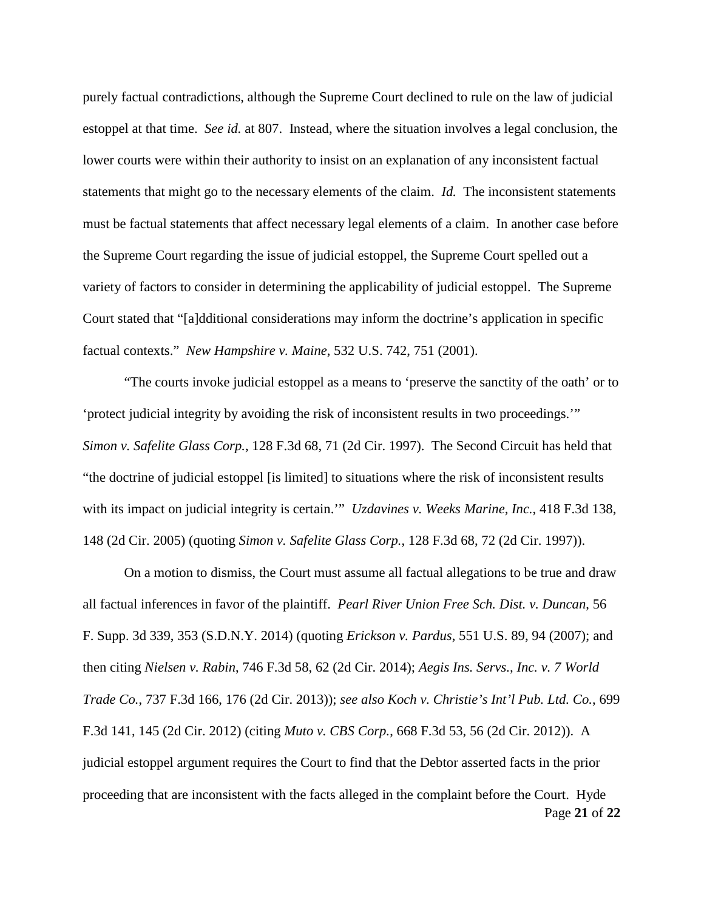purely factual contradictions, although the Supreme Court declined to rule on the law of judicial estoppel at that time. *See id.* at 807. Instead, where the situation involves a legal conclusion, the lower courts were within their authority to insist on an explanation of any inconsistent factual statements that might go to the necessary elements of the claim. *Id.* The inconsistent statements must be factual statements that affect necessary legal elements of a claim. In another case before the Supreme Court regarding the issue of judicial estoppel, the Supreme Court spelled out a variety of factors to consider in determining the applicability of judicial estoppel. The Supreme Court stated that "[a]dditional considerations may inform the doctrine's application in specific factual contexts." *New Hampshire v. Maine*, 532 U.S. 742, 751 (2001).

"The courts invoke judicial estoppel as a means to 'preserve the sanctity of the oath' or to 'protect judicial integrity by avoiding the risk of inconsistent results in two proceedings.'" *Simon v. Safelite Glass Corp.*, 128 F.3d 68, 71 (2d Cir. 1997). The Second Circuit has held that "the doctrine of judicial estoppel [is limited] to situations where the risk of inconsistent results with its impact on judicial integrity is certain.'" *Uzdavines v. Weeks Marine, Inc.*, 418 F.3d 138, 148 (2d Cir. 2005) (quoting *Simon v. Safelite Glass Corp.*, 128 F.3d 68, 72 (2d Cir. 1997)).

On a motion to dismiss, the Court must assume all factual allegations to be true and draw all factual inferences in favor of the plaintiff. *Pearl River Union Free Sch. Dist. v. Duncan*, 56 F. Supp. 3d 339, 353 (S.D.N.Y. 2014) (quoting *Erickson v. Pardus*, 551 U.S. 89, 94 (2007); and then citing *Nielsen v. Rabin*, 746 F.3d 58, 62 (2d Cir. 2014); *Aegis Ins. Servs., Inc. v. 7 World Trade Co.*, 737 F.3d 166, 176 (2d Cir. 2013)); *see also Koch v. Christie's Int'l Pub. Ltd. Co.*, 699 F.3d 141, 145 (2d Cir. 2012) (citing *Muto v. CBS Corp.*, 668 F.3d 53, 56 (2d Cir. 2012)). A judicial estoppel argument requires the Court to find that the Debtor asserted facts in the prior proceeding that are inconsistent with the facts alleged in the complaint before the Court. Hyde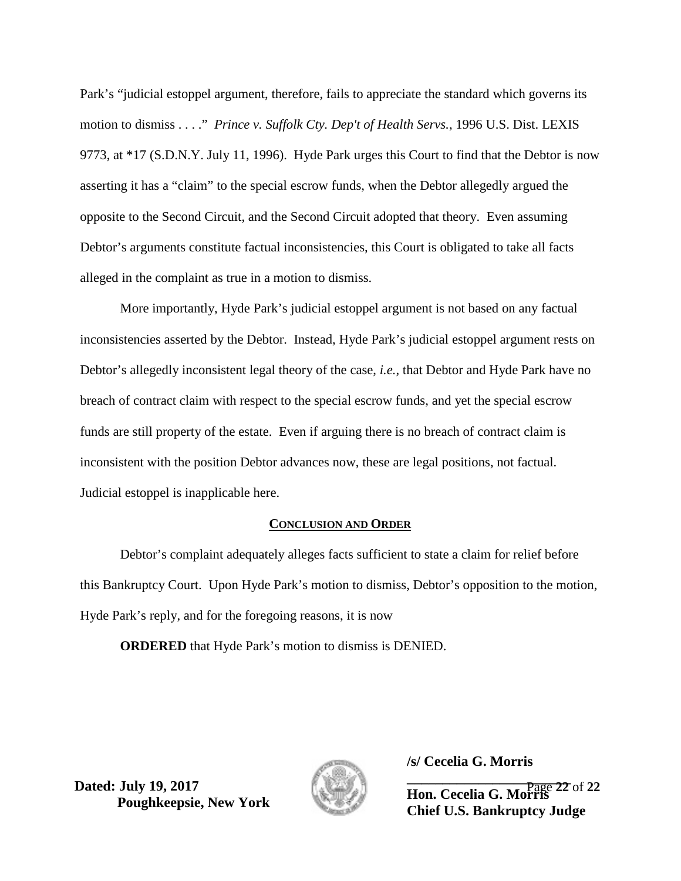Park's "judicial estoppel argument, therefore, fails to appreciate the standard which governs its motion to dismiss . . . ." *Prince v. Suffolk Cty. Dep't of Health Servs.*, 1996 U.S. Dist. LEXIS 9773, at *17 (S.D.N.Y. July 11, 1996). Hyde Park urges this Court to find that the Debtor is now asserting it has a "claim" to the special escrow funds, when the Debtor allegedly argued the opposite to the Second Circuit, and the Second Circuit adopted that theory. Even assuming Debtor's arguments constitute factual inconsistencies, this Court is obligated to take all facts alleged in the complaint as true in a motion to dismiss.

More importantly, Hyde Park's judicial estoppel argument is not based on any factual inconsistencies asserted by the Debtor. Instead, Hyde Park's judicial estoppel argument rests on Debtor's allegedly inconsistent legal theory of the case, *i.e.*, that Debtor and Hyde Park have no breach of contract claim with respect to the special escrow funds, and yet the special escrow funds are still property of the estate. Even if arguing there is no breach of contract claim is inconsistent with the position Debtor advances now, these are legal positions, not factual. Judicial estoppel is inapplicable here.

## CONCLUSION AND ORDER

Debtor's complaint adequately alleges facts sufficient to state a claim for relief before this Bankruptcy Court. Upon Hyde Park's motion to dismiss, Debtor's opposition to the motion, Hyde Park's reply, and for the foregoing reasons, it is now

**ORDERED** that Hyde Park's motion to dismiss is DENIED.

**Dated: July 19, 2017**
**Poughkeepsie, New York**

**/s/ Cecelia G. Morris**
**_______________________**
**Hon. Cecelia G. Morris**
**Chief U.S. Bankruptcy Judge**